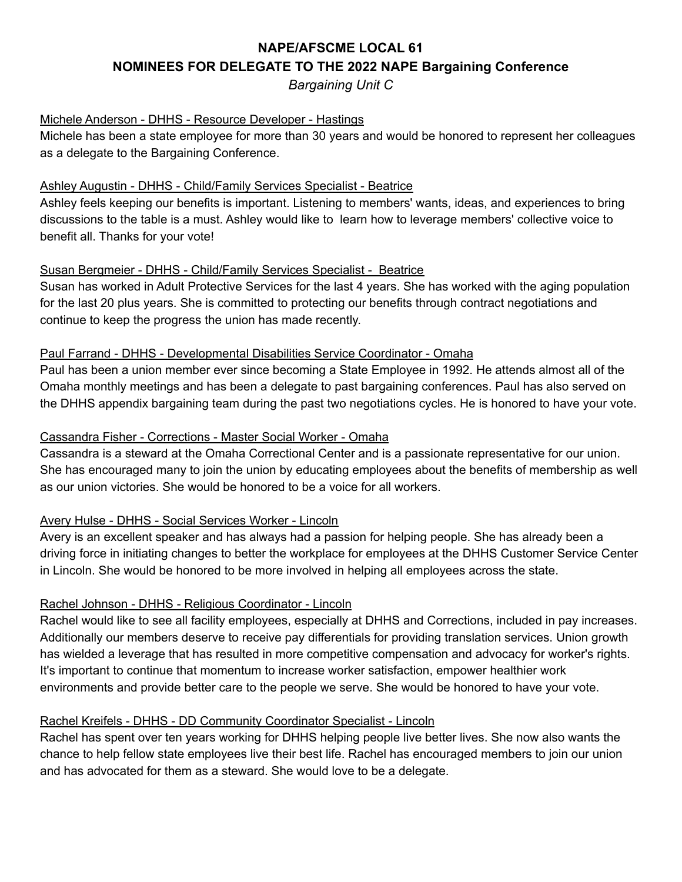# NAPE/AFSCME LOCAL 61

## NOMINEES FOR DELEGATE TO THE 2022 NAPE Bargaining Conference

*Bargaining Unit C*

<u>Michele Anderson - DHHS - Resource Developer - Hastings</u>

Michele has been a state employee for more than 30 years and would be honored to represent her colleagues as a delegate to the Bargaining Conference.

<u>Ashley Augustin - DHHS - Child/Family Services Specialist - Beatrice</u>

Ashley feels keeping our benefits is important. Listening to members' wants, ideas, and experiences to bring discussions to the table is a must. Ashley would like to learn how to leverage members' collective voice to benefit all. Thanks for your vote!

<u>Susan Bergmeier - DHHS - Child/Family Services Specialist - Beatrice</u>

Susan has worked in Adult Protective Services for the last 4 years. She has worked with the aging population for the last 20 plus years. She is committed to protecting our benefits through contract negotiations and continue to keep the progress the union has made recently.

<u>Paul Farrand - DHHS - Developmental Disabilities Service Coordinator - Omaha</u>

Paul has been a union member ever since becoming a State Employee in 1992. He attends almost all of the Omaha monthly meetings and has been a delegate to past bargaining conferences. Paul has also served on the DHHS appendix bargaining team during the past two negotiations cycles. He is honored to have your vote.

<u>Cassandra Fisher - Corrections - Master Social Worker - Omaha</u>

Cassandra is a steward at the Omaha Correctional Center and is a passionate representative for our union. She has encouraged many to join the union by educating employees about the benefits of membership as well as our union victories. She would be honored to be a voice for all workers.

<u>Avery Hulse - DHHS - Social Services Worker - Lincoln</u>

Avery is an excellent speaker and has always had a passion for helping people. She has already been a driving force in initiating changes to better the workplace for employees at the DHHS Customer Service Center in Lincoln. She would be honored to be more involved in helping all employees across the state.

<u>Rachel Johnson - DHHS - Religious Coordinator - Lincoln</u>

Rachel would like to see all facility employees, especially at DHHS and Corrections, included in pay increases. Additionally our members deserve to receive pay differentials for providing translation services. Union growth has wielded a leverage that has resulted in more competitive compensation and advocacy for worker's rights. It's important to continue that momentum to increase worker satisfaction, empower healthier work environments and provide better care to the people we serve. She would be honored to have your vote.

<u>Rachel Kreifels - DHHS - DD Community Coordinator Specialist - Lincoln</u>

Rachel has spent over ten years working for DHHS helping people live better lives. She now also wants the chance to help fellow state employees live their best life. Rachel has encouraged members to join our union and has advocated for them as a steward. She would love to be a delegate.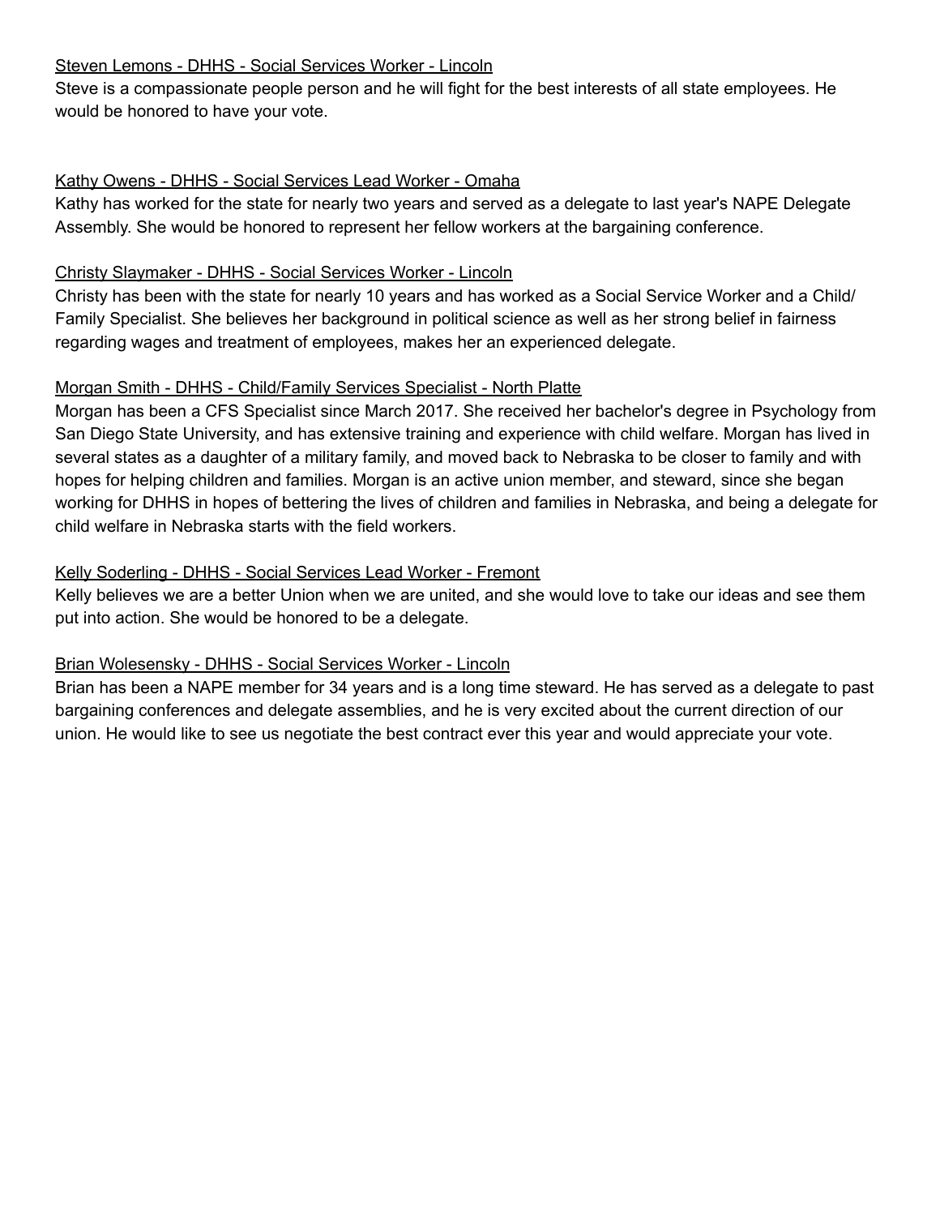<u>Steven Lemons - DHHS - Social Services Worker - Lincoln</u>
Steve is a compassionate people person and he will fight for the best interests of all state employees. He would be honored to have your vote.

<u>Kathy Owens - DHHS - Social Services Lead Worker - Omaha</u>
Kathy has worked for the state for nearly two years and served as a delegate to last year's NAPE Delegate Assembly. She would be honored to represent her fellow workers at the bargaining conference.

<u>Christy Slaymaker - DHHS - Social Services Worker - Lincoln</u>
Christy has been with the state for nearly 10 years and has worked as a Social Service Worker and a Child/ Family Specialist. She believes her background in political science as well as her strong belief in fairness regarding wages and treatment of employees, makes her an experienced delegate.

<u>Morgan Smith - DHHS - Child/Family Services Specialist - North Platte</u>
Morgan has been a CFS Specialist since March 2017. She received her bachelor's degree in Psychology from San Diego State University, and has extensive training and experience with child welfare. Morgan has lived in several states as a daughter of a military family, and moved back to Nebraska to be closer to family and with hopes for helping children and families. Morgan is an active union member, and steward, since she began working for DHHS in hopes of bettering the lives of children and families in Nebraska, and being a delegate for child welfare in Nebraska starts with the field workers.

<u>Kelly Soderling - DHHS - Social Services Lead Worker - Fremont</u>
Kelly believes we are a better Union when we are united, and she would love to take our ideas and see them put into action. She would be honored to be a delegate.

<u>Brian Wolesensky - DHHS - Social Services Worker - Lincoln</u>
Brian has been a NAPE member for 34 years and is a long time steward. He has served as a delegate to past bargaining conferences and delegate assemblies, and he is very excited about the current direction of our union. He would like to see us negotiate the best contract ever this year and would appreciate your vote.